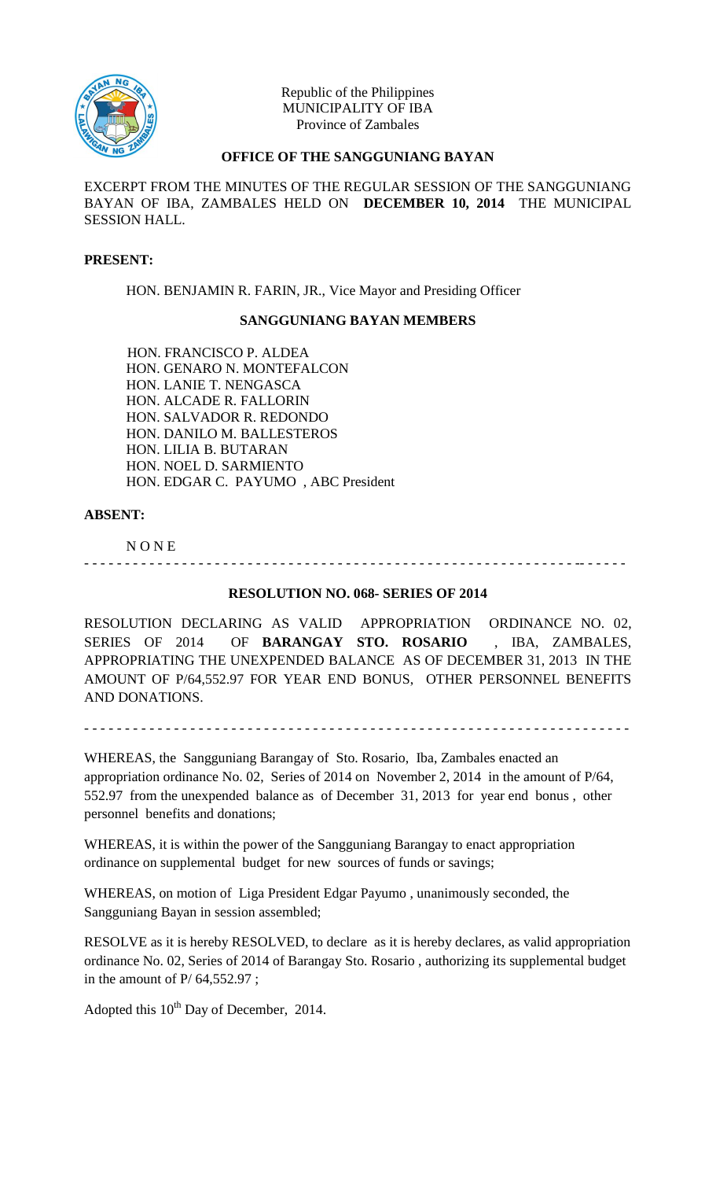Republic of the Philippines
MUNICIPALITY OF IBA
Province of Zambales

**OFFICE OF THE SANGGUNIANG BAYAN**

EXCERPT FROM THE MINUTES OF THE REGULAR SESSION OF THE SANGGUNIANG BAYAN OF IBA, ZAMBALES HELD ON **DECEMBER 10, 2014** THE MUNICIPAL SESSION HALL.

**PRESENT:**

HON. BENJAMIN R. FARIN, JR., Vice Mayor and Presiding Officer

**SANGGUNIANG BAYAN MEMBERS**

HON. FRANCISCO P. ALDEA
HON. GENARO N. MONTEFALCON
HON. LANIE T. NENGASCA
HON. ALCADE R. FALLORIN
HON. SALVADOR R. REDONDO
HON. DANILO M. BALLESTEROS
HON. LILIA B. BUTARAN
HON. NOEL D. SARMIENTO
HON. EDGAR C. PAYUMO , ABC President

**ABSENT:**

N O N E

- - - - - - - - - - - - - - - - - - - - - - - - - - - - - - - - - - - - - - - - - - - - - - - - - - - - - - - - - - - - - - - -

**RESOLUTION NO. 068- SERIES OF 2014**

RESOLUTION DECLARING AS VALID APPROPRIATION ORDINANCE NO. 02, SERIES OF 2014 OF **BARANGAY STO. ROSARIO** , IBA, ZAMBALES, APPROPRIATING THE UNEXPENDED BALANCE AS OF DECEMBER 31, 2013 IN THE AMOUNT OF P/64,552.97 FOR YEAR END BONUS, OTHER PERSONNEL BENEFITS AND DONATIONS.

- - - - - - - - - - - - - - - - - - - - - - - - - - - - - - - - - - - - - - - - - - - - - - - - - - - - - - - - - - - - - - - -

WHEREAS, the Sangguniang Barangay of Sto. Rosario, Iba, Zambales enacted an appropriation ordinance No. 02, Series of 2014 on November 2, 2014 in the amount of P/64, 552.97 from the unexpended balance as of December 31, 2013 for year end bonus , other personnel benefits and donations;

WHEREAS, it is within the power of the Sangguniang Barangay to enact appropriation ordinance on supplemental budget for new sources of funds or savings;

WHEREAS, on motion of Liga President Edgar Payumo , unanimously seconded, the Sangguniang Bayan in session assembled;

RESOLVE as it is hereby RESOLVED, to declare as it is hereby declares, as valid appropriation ordinance No. 02, Series of 2014 of Barangay Sto. Rosario , authorizing its supplemental budget in the amount of P/ 64,552.97 ;

Adopted this 10th Day of December, 2014.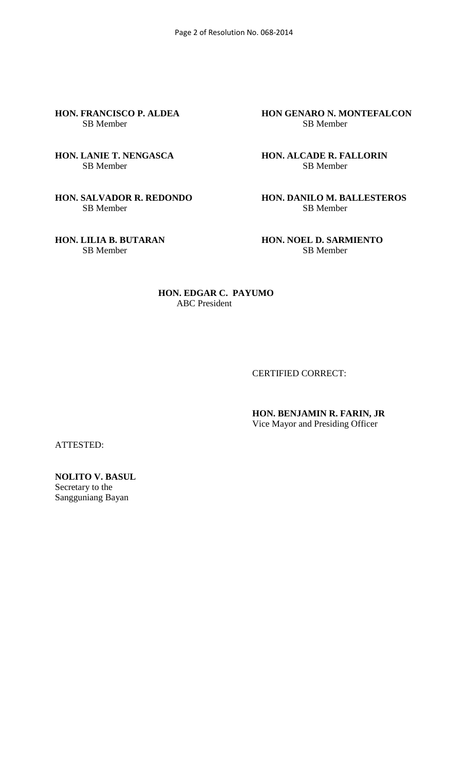**HON. FRANCISCO P. ALDEA**
SB Member

**HON GENARO N. MONTEFALCON**
SB Member

**HON. LANIE T. NENGASCA**
SB Member

**HON. ALCADE R. FALLORIN**
SB Member

**HON. SALVADOR R. REDONDO**
SB Member

**HON. DANILO M. BALLESTEROS**
SB Member

**HON. LILIA B. BUTARAN**
SB Member

**HON. NOEL D. SARMIENTO**
SB Member

**HON. EDGAR C. PAYUMO**
ABC President

CERTIFIED CORRECT:

**HON. BENJAMIN R. FARIN, JR**
Vice Mayor and Presiding Officer

ATTESTED:

**NOLITO V. BASUL**
Secretary to the
Sangguniang Bayan